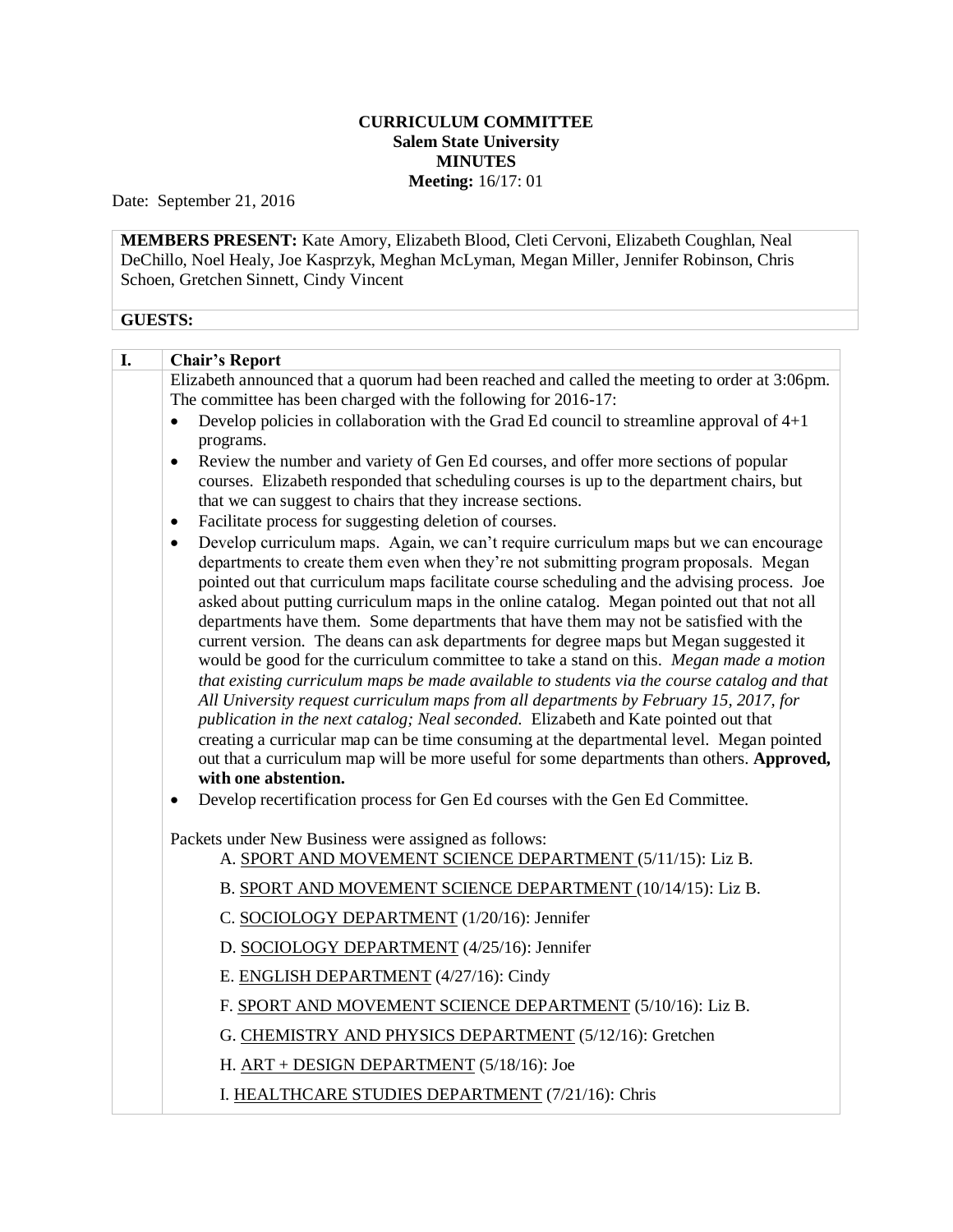**CURRICULUM COMMITTEE**
**Salem State University**
**MINUTES**
**Meeting:** 16/17: 01

Date: September 21, 2016

**MEMBERS PRESENT:** Kate Amory, Elizabeth Blood, Cleti Cervoni, Elizabeth Coughlan, Neal DeChillo, Noel Healy, Joe Kasprzyk, Meghan McLyman, Megan Miller, Jennifer Robinson, Chris Schoen, Gretchen Sinnett, Cindy Vincent

**GUESTS:**

## I. Chair's Report

Elizabeth announced that a quorum had been reached and called the meeting to order at 3:06pm. The committee has been charged with the following for 2016-17:

- Develop policies in collaboration with the Grad Ed council to streamline approval of 4+1 programs.
- Review the number and variety of Gen Ed courses, and offer more sections of popular courses. Elizabeth responded that scheduling courses is up to the department chairs, but that we can suggest to chairs that they increase sections.
- Facilitate process for suggesting deletion of courses.
- Develop curriculum maps. Again, we can't require curriculum maps but we can encourage departments to create them even when they're not submitting program proposals. Megan pointed out that curriculum maps facilitate course scheduling and the advising process. Joe asked about putting curriculum maps in the online catalog. Megan pointed out that not all departments have them. Some departments that have them may not be satisfied with the current version. The deans can ask departments for degree maps but Megan suggested it would be good for the curriculum committee to take a stand on this. *Megan made a motion that existing curriculum maps be made available to students via the course catalog and that All University request curriculum maps from all departments by February 15, 2017, for publication in the next catalog; Neal seconded.* Elizabeth and Kate pointed out that creating a curricular map can be time consuming at the departmental level. Megan pointed out that a curriculum map will be more useful for some departments than others. **Approved, with one abstention.**
- Develop recertification process for Gen Ed courses with the Gen Ed Committee.

Packets under New Business were assigned as follows:

A. SPORT AND MOVEMENT SCIENCE DEPARTMENT (5/11/15): Liz B.

B. SPORT AND MOVEMENT SCIENCE DEPARTMENT (10/14/15): Liz B.

C. SOCIOLOGY DEPARTMENT (1/20/16): Jennifer

D. SOCIOLOGY DEPARTMENT (4/25/16): Jennifer

E. ENGLISH DEPARTMENT (4/27/16): Cindy

F. SPORT AND MOVEMENT SCIENCE DEPARTMENT (5/10/16): Liz B.

G. CHEMISTRY AND PHYSICS DEPARTMENT (5/12/16): Gretchen

H. ART + DESIGN DEPARTMENT (5/18/16): Joe

I. HEALTHCARE STUDIES DEPARTMENT (7/21/16): Chris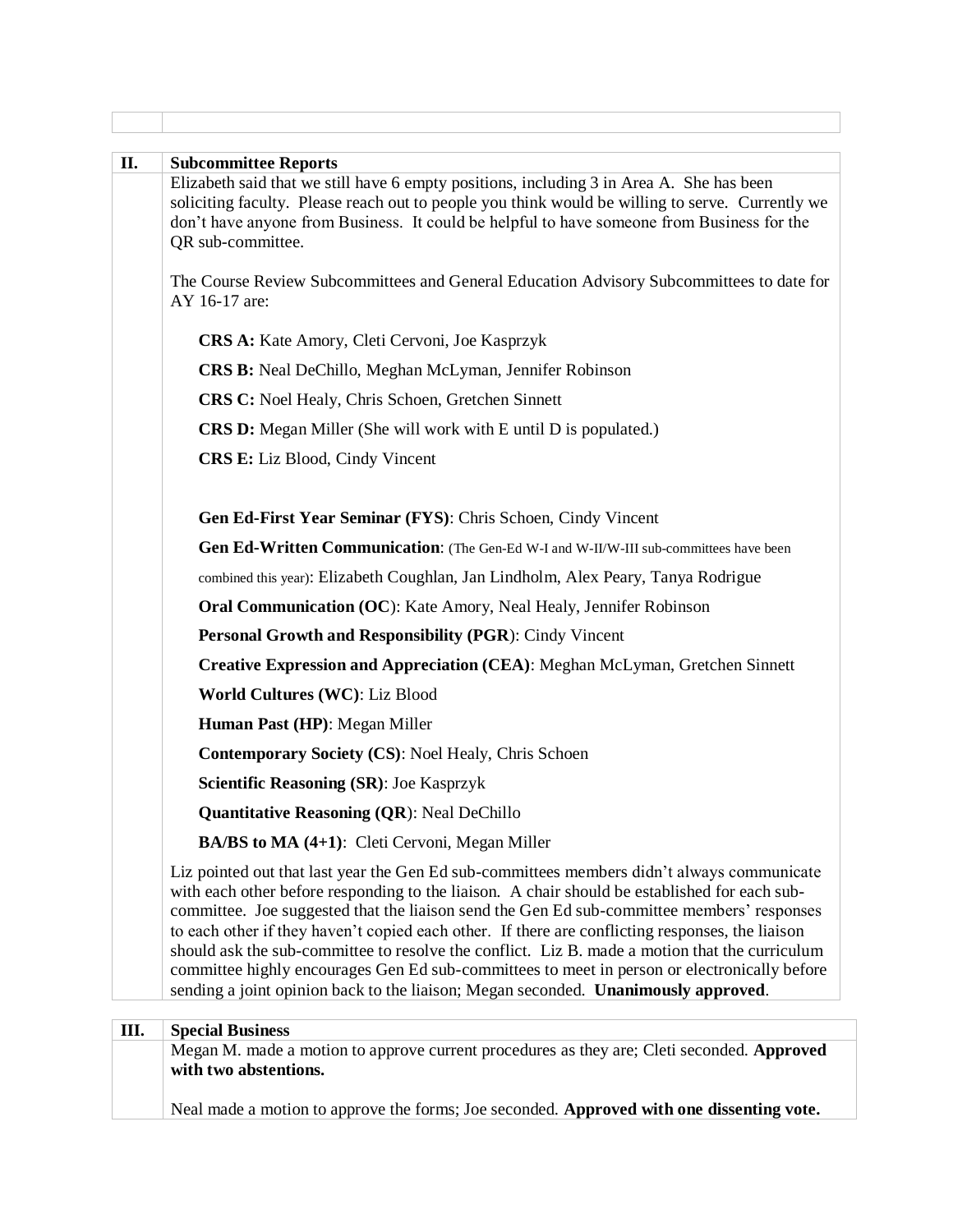## II. Subcommittee Reports

Elizabeth said that we still have 6 empty positions, including 3 in Area A. She has been soliciting faculty. Please reach out to people you think would be willing to serve. Currently we don't have anyone from Business. It could be helpful to have someone from Business for the QR sub-committee.

The Course Review Subcommittees and General Education Advisory Subcommittees to date for AY 16-17 are:

**CRS A:** Kate Amory, Cleti Cervoni, Joe Kasprzyk

**CRS B:** Neal DeChillo, Meghan McLyman, Jennifer Robinson

**CRS C:** Noel Healy, Chris Schoen, Gretchen Sinnett

**CRS D:** Megan Miller (She will work with E until D is populated.)

**CRS E:** Liz Blood, Cindy Vincent

**Gen Ed-First Year Seminar (FYS)**: Chris Schoen, Cindy Vincent

**Gen Ed-Written Communication**: (The Gen-Ed W-I and W-II/W-III sub-committees have been combined this year): Elizabeth Coughlan, Jan Lindholm, Alex Peary, Tanya Rodrigue

**Oral Communication (OC)**: Kate Amory, Neal Healy, Jennifer Robinson

**Personal Growth and Responsibility (PGR)**: Cindy Vincent

**Creative Expression and Appreciation (CEA)**: Meghan McLyman, Gretchen Sinnett

**World Cultures (WC)**: Liz Blood

**Human Past (HP)**: Megan Miller

**Contemporary Society (CS)**: Noel Healy, Chris Schoen

**Scientific Reasoning (SR)**: Joe Kasprzyk

**Quantitative Reasoning (QR)**: Neal DeChillo

**BA/BS to MA (4+1)**: Cleti Cervoni, Megan Miller

Liz pointed out that last year the Gen Ed sub-committees members didn't always communicate with each other before responding to the liaison. A chair should be established for each sub-committee. Joe suggested that the liaison send the Gen Ed sub-committee members' responses to each other if they haven't copied each other. If there are conflicting responses, the liaison should ask the sub-committee to resolve the conflict. Liz B. made a motion that the curriculum committee highly encourages Gen Ed sub-committees to meet in person or electronically before sending a joint opinion back to the liaison; Megan seconded. **Unanimously approved**.

## III. Special Business

Megan M. made a motion to approve current procedures as they are; Cleti seconded. **Approved with two abstentions.**

Neal made a motion to approve the forms; Joe seconded. **Approved with one dissenting vote.**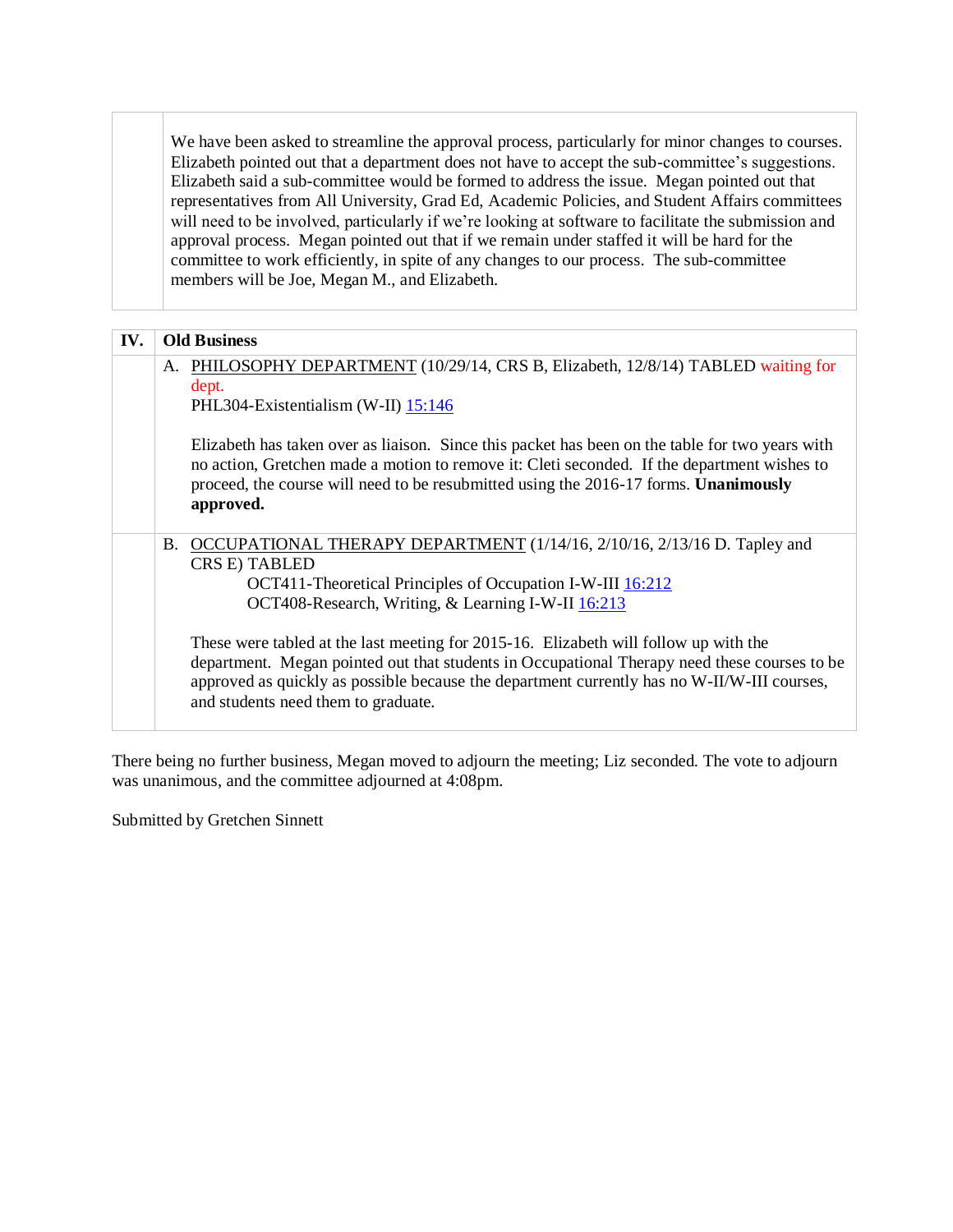We have been asked to streamline the approval process, particularly for minor changes to courses. Elizabeth pointed out that a department does not have to accept the sub-committee's suggestions. Elizabeth said a sub-committee would be formed to address the issue. Megan pointed out that representatives from All University, Grad Ed, Academic Policies, and Student Affairs committees will need to be involved, particularly if we're looking at software to facilitate the submission and approval process. Megan pointed out that if we remain under staffed it will be hard for the committee to work efficiently, in spite of any changes to our process. The sub-committee members will be Joe, Megan M., and Elizabeth.

## IV. Old Business

A. PHILOSOPHY DEPARTMENT (10/29/14, CRS B, Elizabeth, 12/8/14) TABLED waiting for dept.
PHL304-Existentialism (W-II) 15:146

Elizabeth has taken over as liaison. Since this packet has been on the table for two years with no action, Gretchen made a motion to remove it: Cleti seconded. If the department wishes to proceed, the course will need to be resubmitted using the 2016-17 forms. **Unanimously approved.**

B. OCCUPATIONAL THERAPY DEPARTMENT (1/14/16, 2/10/16, 2/13/16 D. Tapley and CRS E) TABLED
OCT411-Theoretical Principles of Occupation I-W-III 16:212
OCT408-Research, Writing, & Learning I-W-II 16:213

These were tabled at the last meeting for 2015-16. Elizabeth will follow up with the department. Megan pointed out that students in Occupational Therapy need these courses to be approved as quickly as possible because the department currently has no W-II/W-III courses, and students need them to graduate.

There being no further business, Megan moved to adjourn the meeting; Liz seconded. The vote to adjourn was unanimous, and the committee adjourned at 4:08pm.

Submitted by Gretchen Sinnett